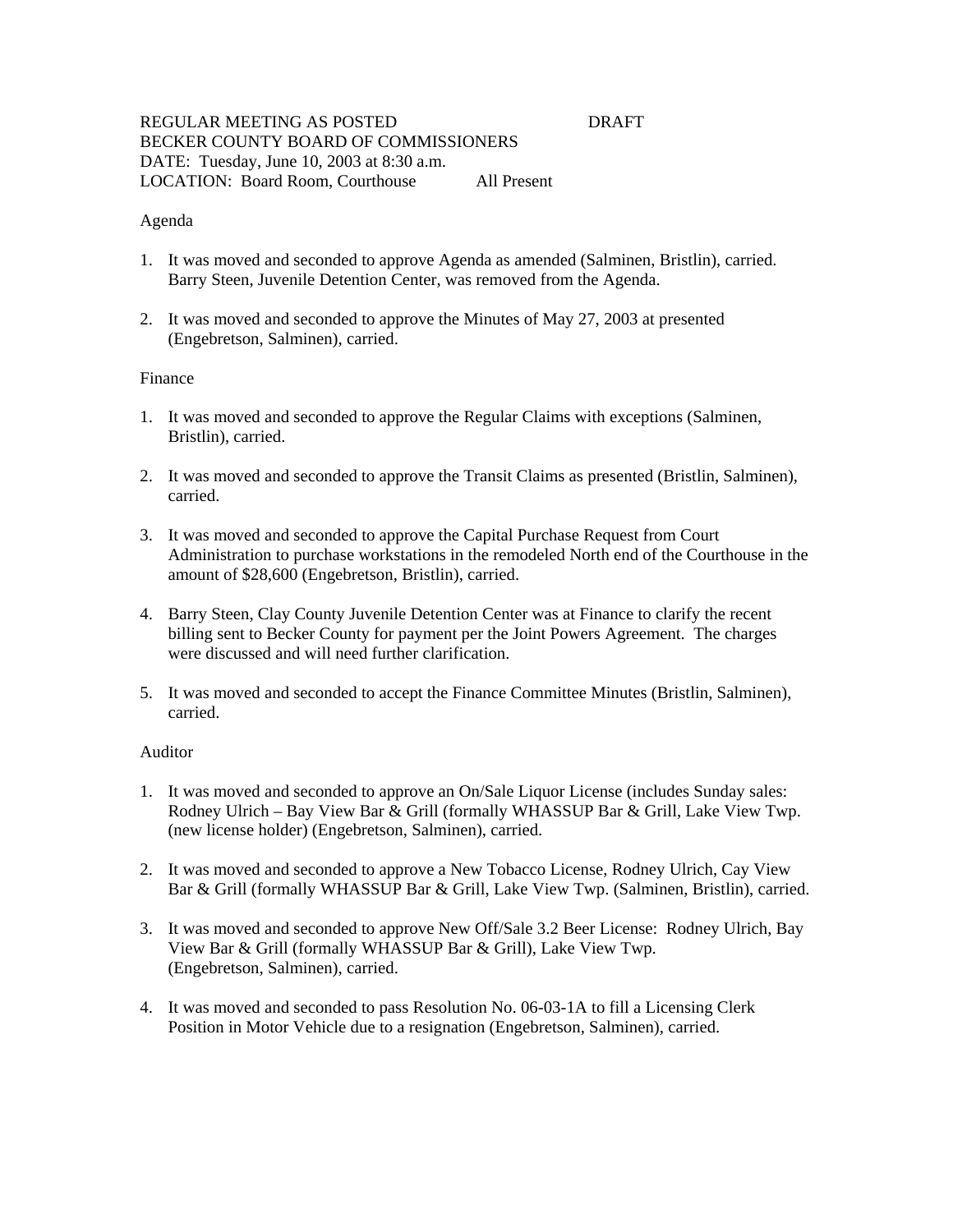REGULAR MEETING AS POSTED DRAFT
BECKER COUNTY BOARD OF COMMISSIONERS
DATE: Tuesday, June 10, 2003 at 8:30 a.m.
LOCATION: Board Room, Courthouse All Present

Agenda

1. It was moved and seconded to approve Agenda as amended (Salminen, Bristlin), carried. Barry Steen, Juvenile Detention Center, was removed from the Agenda.

2. It was moved and seconded to approve the Minutes of May 27, 2003 at presented (Engebretson, Salminen), carried.

Finance

1. It was moved and seconded to approve the Regular Claims with exceptions (Salminen, Bristlin), carried.

2. It was moved and seconded to approve the Transit Claims as presented (Bristlin, Salminen), carried.

3. It was moved and seconded to approve the Capital Purchase Request from Court Administration to purchase workstations in the remodeled North end of the Courthouse in the amount of $28,600 (Engebretson, Bristlin), carried.

4. Barry Steen, Clay County Juvenile Detention Center was at Finance to clarify the recent billing sent to Becker County for payment per the Joint Powers Agreement. The charges were discussed and will need further clarification.

5. It was moved and seconded to accept the Finance Committee Minutes (Bristlin, Salminen), carried.

Auditor

1. It was moved and seconded to approve an On/Sale Liquor License (includes Sunday sales: Rodney Ulrich – Bay View Bar & Grill (formally WHASSUP Bar & Grill, Lake View Twp. (new license holder) (Engebretson, Salminen), carried.

2. It was moved and seconded to approve a New Tobacco License, Rodney Ulrich, Cay View Bar & Grill (formally WHASSUP Bar & Grill, Lake View Twp. (Salminen, Bristlin), carried.

3. It was moved and seconded to approve New Off/Sale 3.2 Beer License: Rodney Ulrich, Bay View Bar & Grill (formally WHASSUP Bar & Grill), Lake View Twp. (Engebretson, Salminen), carried.

4. It was moved and seconded to pass Resolution No. 06-03-1A to fill a Licensing Clerk Position in Motor Vehicle due to a resignation (Engebretson, Salminen), carried.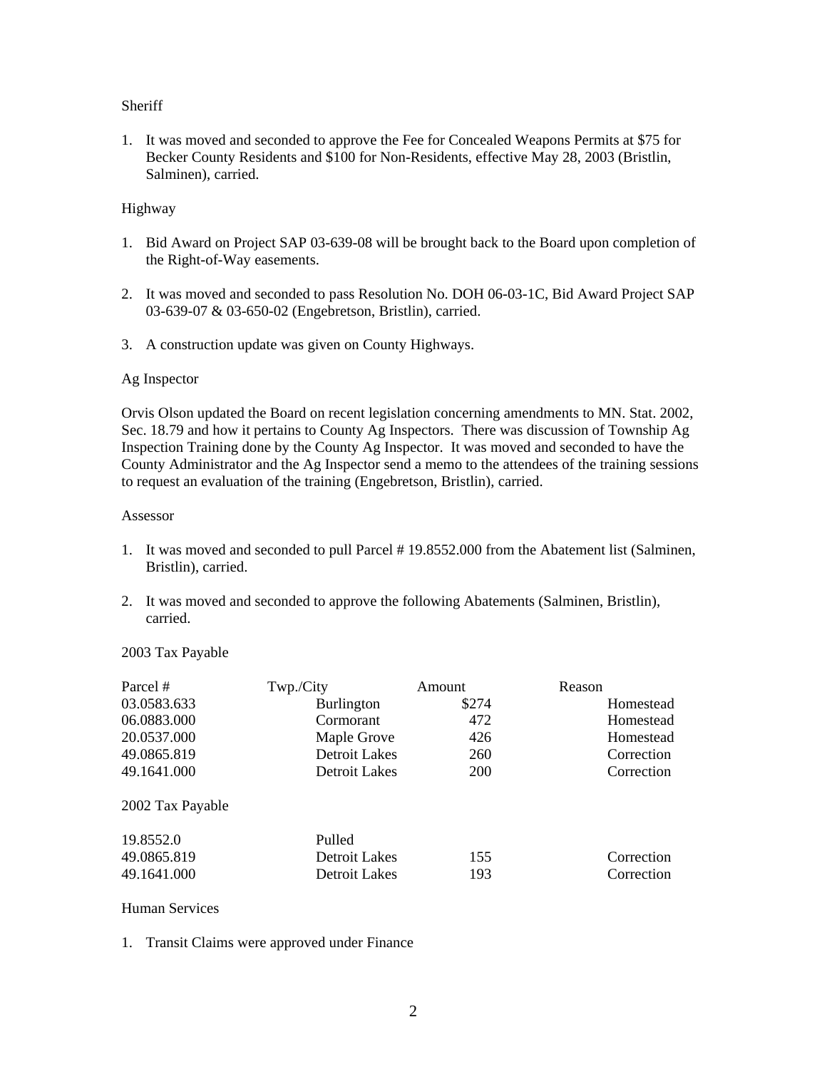Sheriff

1. It was moved and seconded to approve the Fee for Concealed Weapons Permits at $75 for Becker County Residents and $100 for Non-Residents, effective May 28, 2003 (Bristlin, Salminen), carried.

Highway

1. Bid Award on Project SAP 03-639-08 will be brought back to the Board upon completion of the Right-of-Way easements.

2. It was moved and seconded to pass Resolution No. DOH 06-03-1C, Bid Award Project SAP 03-639-07 & 03-650-02 (Engebretson, Bristlin), carried.

3. A construction update was given on County Highways.

Ag Inspector

Orvis Olson updated the Board on recent legislation concerning amendments to MN. Stat. 2002, Sec. 18.79 and how it pertains to County Ag Inspectors. There was discussion of Township Ag Inspection Training done by the County Ag Inspector. It was moved and seconded to have the County Administrator and the Ag Inspector send a memo to the attendees of the training sessions to request an evaluation of the training (Engebretson, Bristlin), carried.

Assessor

1. It was moved and seconded to pull Parcel # 19.8552.000 from the Abatement list (Salminen, Bristlin), carried.

2. It was moved and seconded to approve the following Abatements (Salminen, Bristlin), carried.

2003 Tax Payable

| Parcel # | Twp./City | Amount | Reason |
|---|---|---|---|
| 03.0583.633 | Burlington | $274 | Homestead |
| 06.0883.000 | Cormorant | 472 | Homestead |
| 20.0537.000 | Maple Grove | 426 | Homestead |
| 49.0865.819 | Detroit Lakes | 260 | Correction |
| 49.1641.000 | Detroit Lakes | 200 | Correction |

2002 Tax Payable

| Parcel # | Twp./City | Amount | Reason |
|---|---|---|---|
| 19.8552.0 | Pulled | | |
| 49.0865.819 | Detroit Lakes | 155 | Correction |
| 49.1641.000 | Detroit Lakes | 193 | Correction |

Human Services

1. Transit Claims were approved under Finance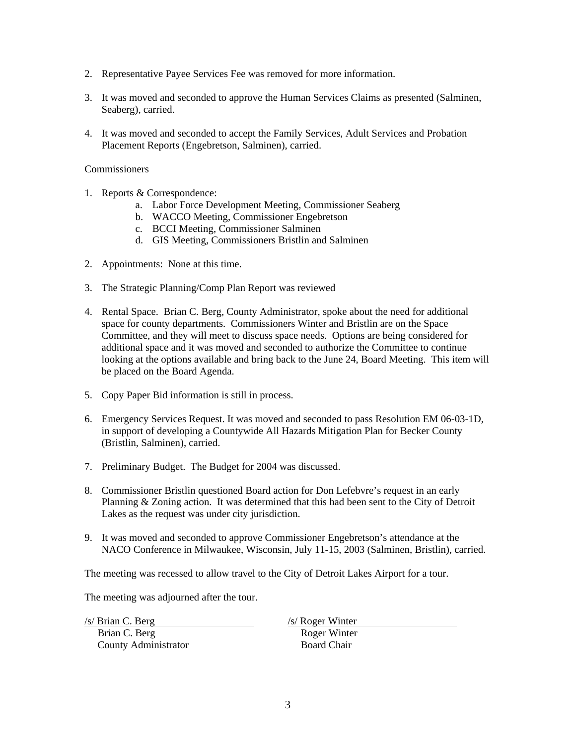2. Representative Payee Services Fee was removed for more information.

3. It was moved and seconded to approve the Human Services Claims as presented (Salminen, Seaberg), carried.

4. It was moved and seconded to accept the Family Services, Adult Services and Probation Placement Reports (Engebretson, Salminen), carried.

Commissioners

1. Reports & Correspondence:
   a. Labor Force Development Meeting, Commissioner Seaberg
   b. WACCO Meeting, Commissioner Engebretson
   c. BCCI Meeting, Commissioner Salminen
   d. GIS Meeting, Commissioners Bristlin and Salminen

2. Appointments: None at this time.

3. The Strategic Planning/Comp Plan Report was reviewed

4. Rental Space. Brian C. Berg, County Administrator, spoke about the need for additional space for county departments. Commissioners Winter and Bristlin are on the Space Committee, and they will meet to discuss space needs. Options are being considered for additional space and it was moved and seconded to authorize the Committee to continue looking at the options available and bring back to the June 24, Board Meeting. This item will be placed on the Board Agenda.

5. Copy Paper Bid information is still in process.

6. Emergency Services Request. It was moved and seconded to pass Resolution EM 06-03-1D, in support of developing a Countywide All Hazards Mitigation Plan for Becker County (Bristlin, Salminen), carried.

7. Preliminary Budget. The Budget for 2004 was discussed.

8. Commissioner Bristlin questioned Board action for Don Lefebvre's request in an early Planning & Zoning action. It was determined that this had been sent to the City of Detroit Lakes as the request was under city jurisdiction.

9. It was moved and seconded to approve Commissioner Engebretson's attendance at the NACO Conference in Milwaukee, Wisconsin, July 11-15, 2003 (Salminen, Bristlin), carried.

The meeting was recessed to allow travel to the City of Detroit Lakes Airport for a tour.

The meeting was adjourned after the tour.

/s/ Brian C. Berg
Brian C. Berg
County Administrator

/s/ Roger Winter
Roger Winter
Board Chair